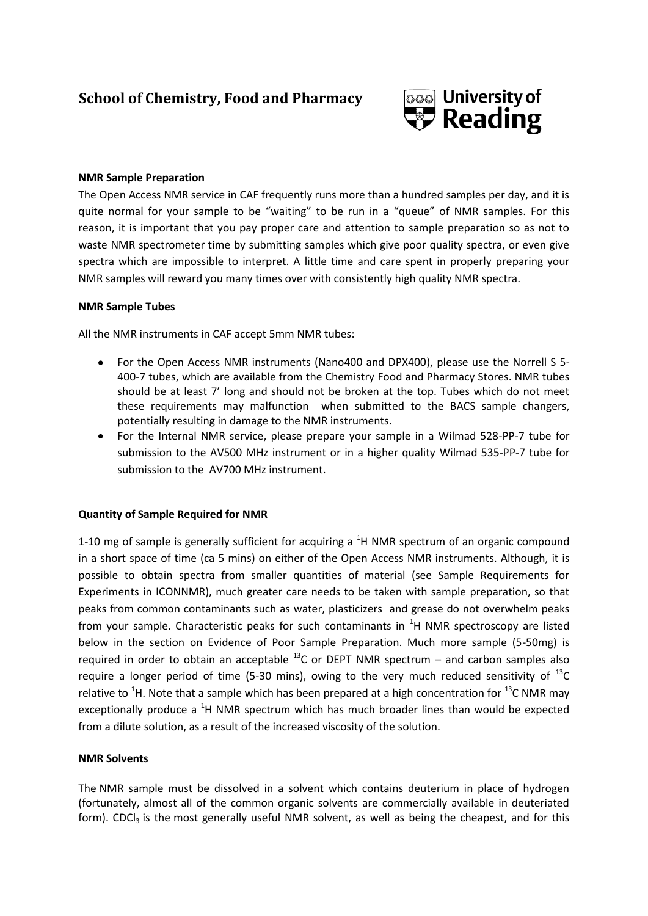# School of Chemistry, Food and Pharmacy

University of Reading

### NMR Sample Preparation

The Open Access NMR service in CAF frequently runs more than a hundred samples per day, and it is quite normal for your sample to be "waiting" to be run in a "queue" of NMR samples. For this reason, it is important that you pay proper care and attention to sample preparation so as not to waste NMR spectrometer time by submitting samples which give poor quality spectra, or even give spectra which are impossible to interpret. A little time and care spent in properly preparing your NMR samples will reward you many times over with consistently high quality NMR spectra.

### NMR Sample Tubes

All the NMR instruments in CAF accept 5mm NMR tubes:

- For the Open Access NMR instruments (Nano400 and DPX400), please use the Norrell S 5-400-7 tubes, which are available from the Chemistry Food and Pharmacy Stores. NMR tubes should be at least 7' long and should not be broken at the top. Tubes which do not meet these requirements may malfunction when submitted to the BACS sample changers, potentially resulting in damage to the NMR instruments.
- For the Internal NMR service, please prepare your sample in a Wilmad 528-PP-7 tube for submission to the AV500 MHz instrument or in a higher quality Wilmad 535-PP-7 tube for submission to the AV700 MHz instrument.

### Quantity of Sample Required for NMR

1-10 mg of sample is generally sufficient for acquiring a $^{1}H$ NMR spectrum of an organic compound in a short space of time (ca 5 mins) on either of the Open Access NMR instruments. Although, it is possible to obtain spectra from smaller quantities of material (see Sample Requirements for Experiments in ICONNMR), much greater care needs to be taken with sample preparation, so that peaks from common contaminants such as water, plasticizers and grease do not overwhelm peaks from your sample. Characteristic peaks for such contaminants in $^{1}H$ NMR spectroscopy are listed below in the section on Evidence of Poor Sample Preparation. Much more sample (5-50mg) is required in order to obtain an acceptable $^{13}C$ or DEPT NMR spectrum – and carbon samples also require a longer period of time (5-30 mins), owing to the very much reduced sensitivity of $^{13}C$ relative to $^{1}H$. Note that a sample which has been prepared at a high concentration for $^{13}C$ NMR may exceptionally produce a $^{1}H$ NMR spectrum which has much broader lines than would be expected from a dilute solution, as a result of the increased viscosity of the solution.

### NMR Solvents

The NMR sample must be dissolved in a solvent which contains deuterium in place of hydrogen (fortunately, almost all of the common organic solvents are commercially available in deuteriated form). $CDCl_3$ is the most generally useful NMR solvent, as well as being the cheapest, and for this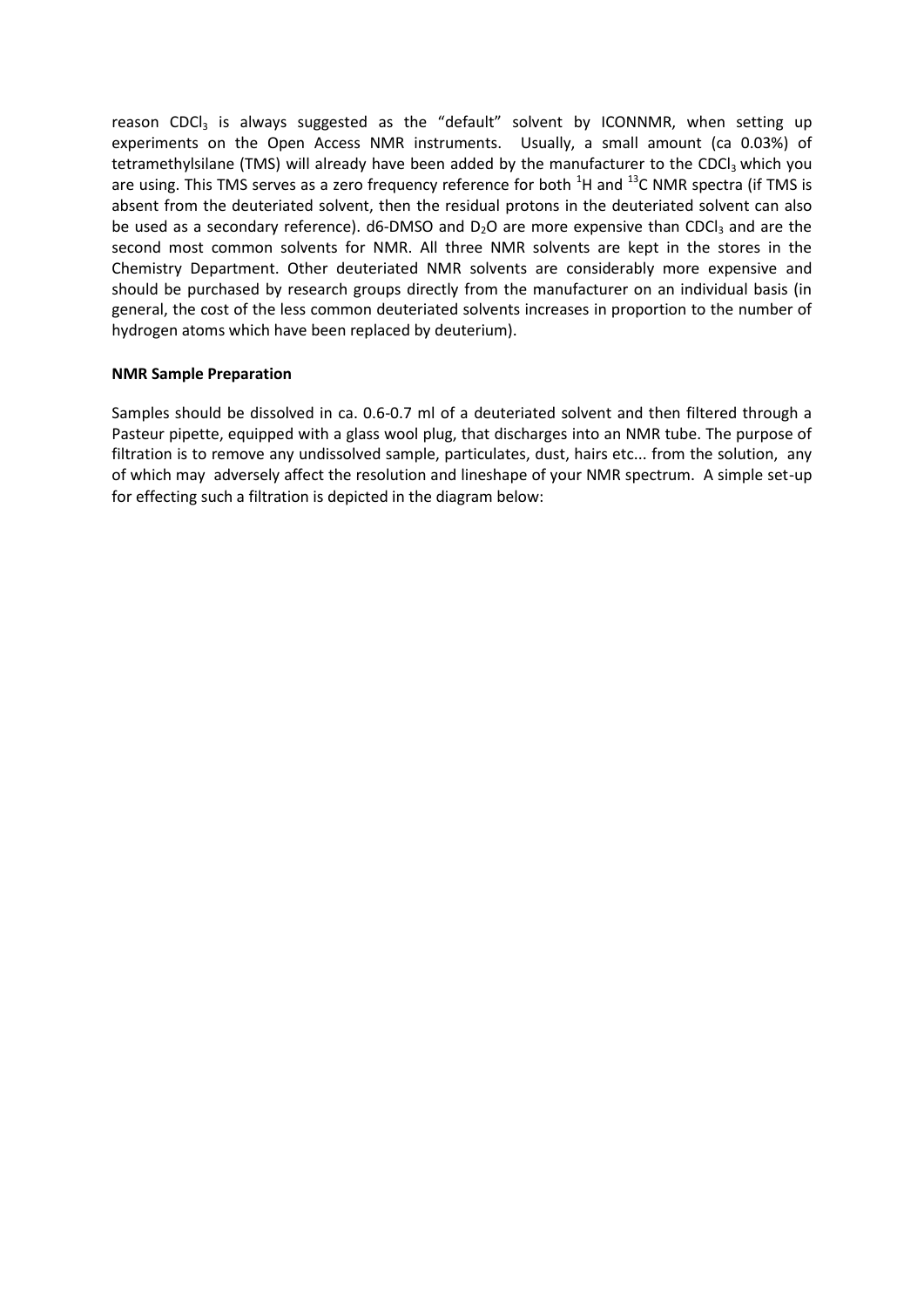reason $CDCl_3$ is always suggested as the "default" solvent by ICONNMR, when setting up experiments on the Open Access NMR instruments. Usually, a small amount (ca 0.03%) of tetramethylsilane (TMS) will already have been added by the manufacturer to the $CDCl_3$ which you are using. This TMS serves as a zero frequency reference for both $^1H$ and $^{13}C$ NMR spectra (if TMS is absent from the deuteriated solvent, then the residual protons in the deuteriated solvent can also be used as a secondary reference). d6-DMSO and $D_2O$ are more expensive than $CDCl_3$ and are the second most common solvents for NMR. All three NMR solvents are kept in the stores in the Chemistry Department. Other deuteriated NMR solvents are considerably more expensive and should be purchased by research groups directly from the manufacturer on an individual basis (in general, the cost of the less common deuteriated solvents increases in proportion to the number of hydrogen atoms which have been replaced by deuterium).

**NMR Sample Preparation**

Samples should be dissolved in ca. 0.6-0.7 ml of a deuteriated solvent and then filtered through a Pasteur pipette, equipped with a glass wool plug, that discharges into an NMR tube. The purpose of filtration is to remove any undissolved sample, particulates, dust, hairs etc... from the solution, any of which may adversely affect the resolution and lineshape of your NMR spectrum. A simple set-up for effecting such a filtration is depicted in the diagram below: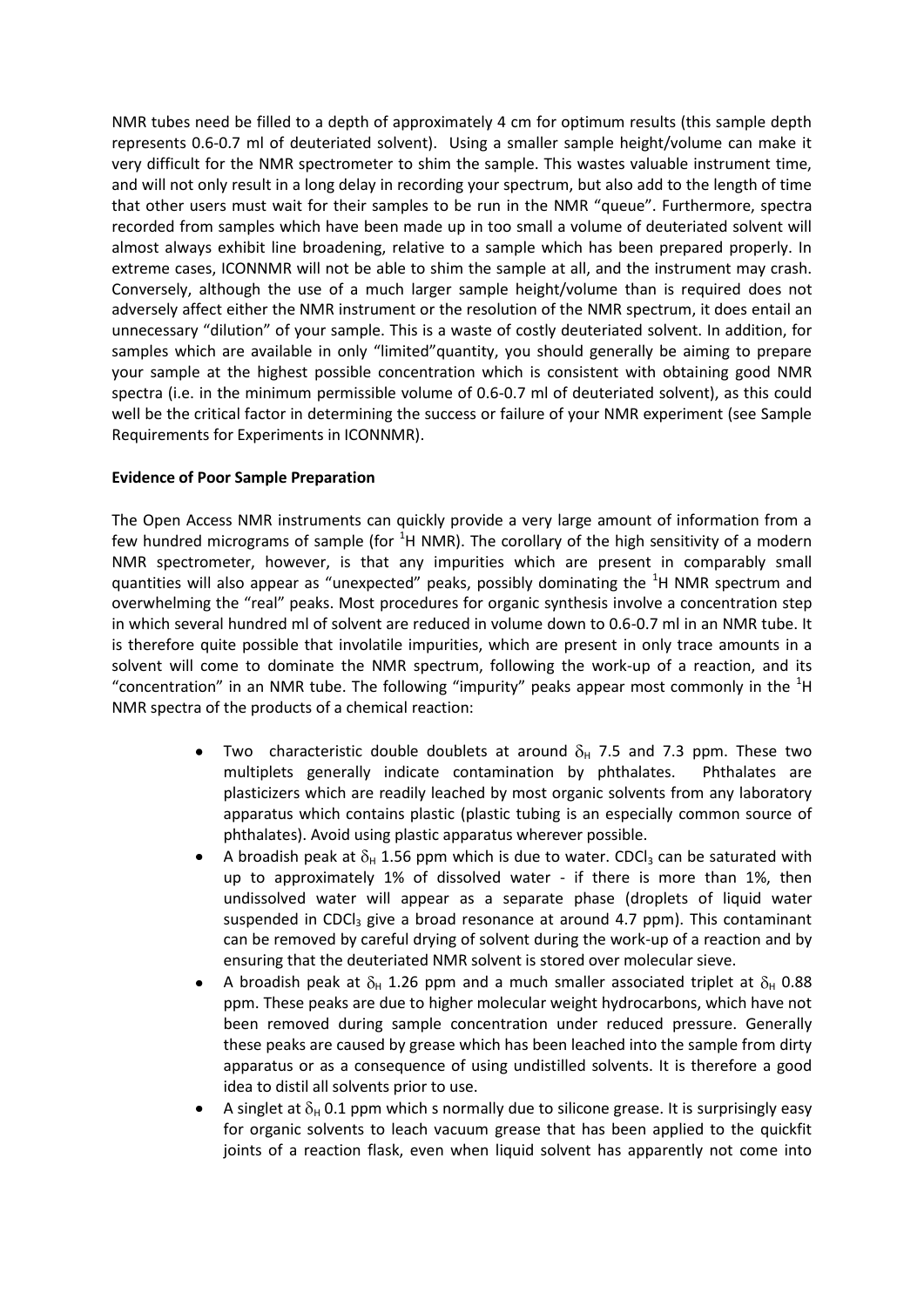NMR tubes need be filled to a depth of approximately 4 cm for optimum results (this sample depth represents 0.6-0.7 ml of deuteriated solvent). Using a smaller sample height/volume can make it very difficult for the NMR spectrometer to shim the sample. This wastes valuable instrument time, and will not only result in a long delay in recording your spectrum, but also add to the length of time that other users must wait for their samples to be run in the NMR "queue". Furthermore, spectra recorded from samples which have been made up in too small a volume of deuteriated solvent will almost always exhibit line broadening, relative to a sample which has been prepared properly. In extreme cases, ICONNMR will not be able to shim the sample at all, and the instrument may crash. Conversely, although the use of a much larger sample height/volume than is required does not adversely affect either the NMR instrument or the resolution of the NMR spectrum, it does entail an unnecessary "dilution" of your sample. This is a waste of costly deuteriated solvent. In addition, for samples which are available in only "limited"quantity, you should generally be aiming to prepare your sample at the highest possible concentration which is consistent with obtaining good NMR spectra (i.e. in the minimum permissible volume of 0.6-0.7 ml of deuteriated solvent), as this could well be the critical factor in determining the success or failure of your NMR experiment (see Sample Requirements for Experiments in ICONNMR).

**Evidence of Poor Sample Preparation**

The Open Access NMR instruments can quickly provide a very large amount of information from a few hundred micrograms of sample (for $^1$H NMR). The corollary of the high sensitivity of a modern NMR spectrometer, however, is that any impurities which are present in comparably small quantities will also appear as "unexpected" peaks, possibly dominating the $^1$H NMR spectrum and overwhelming the "real" peaks. Most procedures for organic synthesis involve a concentration step in which several hundred ml of solvent are reduced in volume down to 0.6-0.7 ml in an NMR tube. It is therefore quite possible that involatile impurities, which are present in only trace amounts in a solvent will come to dominate the NMR spectrum, following the work-up of a reaction, and its "concentration" in an NMR tube. The following "impurity" peaks appear most commonly in the $^1$H NMR spectra of the products of a chemical reaction:

- Two characteristic double doublets at around $\delta_H$ 7.5 and 7.3 ppm. These two multiplets generally indicate contamination by phthalates. Phthalates are plasticizers which are readily leached by most organic solvents from any laboratory apparatus which contains plastic (plastic tubing is an especially common source of phthalates). Avoid using plastic apparatus wherever possible.
- A broadish peak at $\delta_H$ 1.56 ppm which is due to water. $CDCl_3$ can be saturated with up to approximately 1% of dissolved water - if there is more than 1%, then undissolved water will appear as a separate phase (droplets of liquid water suspended in $CDCl_3$ give a broad resonance at around 4.7 ppm). This contaminant can be removed by careful drying of solvent during the work-up of a reaction and by ensuring that the deuteriated NMR solvent is stored over molecular sieve.
- A broadish peak at $\delta_H$ 1.26 ppm and a much smaller associated triplet at $\delta_H$ 0.88 ppm. These peaks are due to higher molecular weight hydrocarbons, which have not been removed during sample concentration under reduced pressure. Generally these peaks are caused by grease which has been leached into the sample from dirty apparatus or as a consequence of using undistilled solvents. It is therefore a good idea to distil all solvents prior to use.
- A singlet at $\delta_H$ 0.1 ppm which s normally due to silicone grease. It is surprisingly easy for organic solvents to leach vacuum grease that has been applied to the quickfit joints of a reaction flask, even when liquid solvent has apparently not come into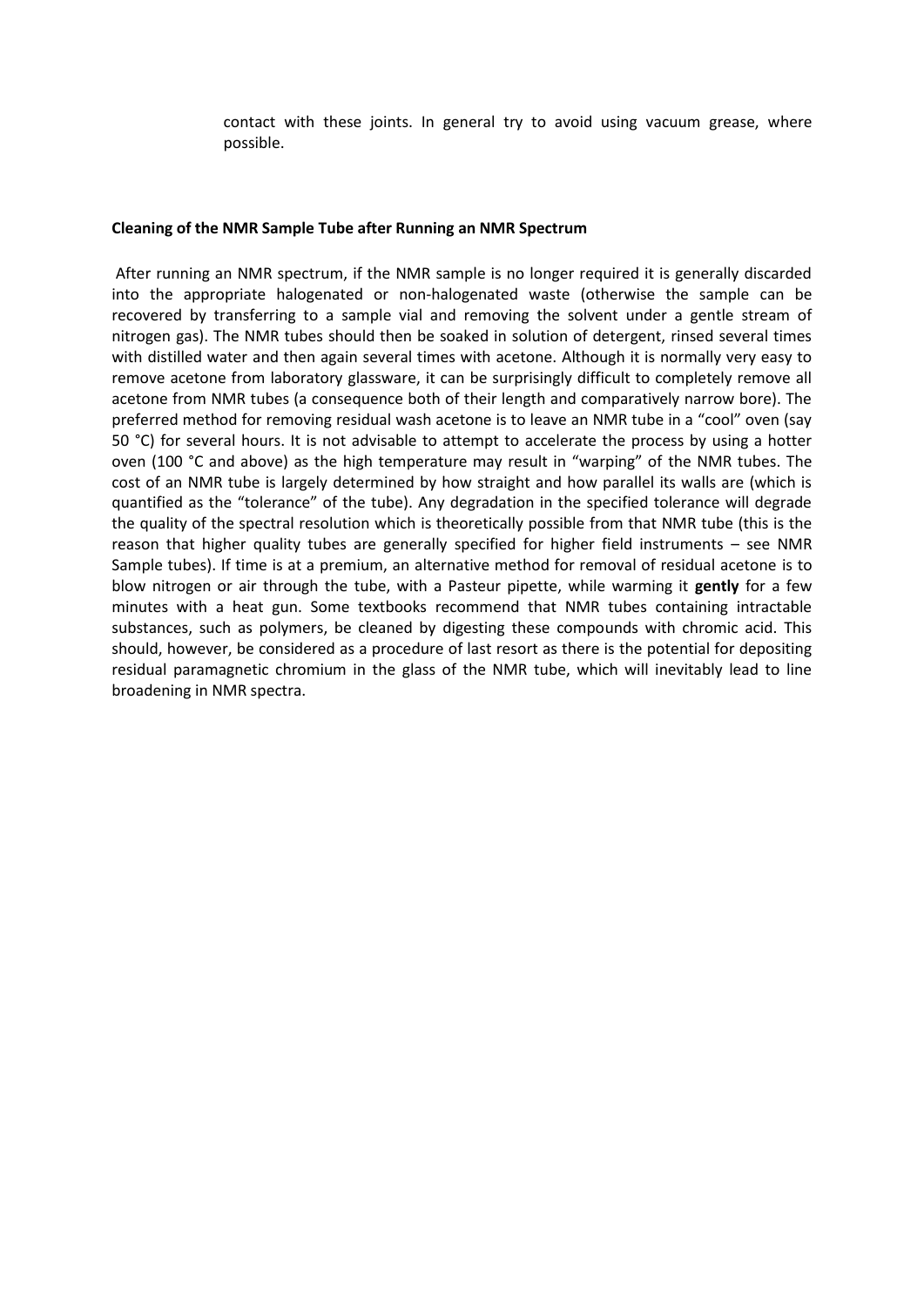contact with these joints. In general try to avoid using vacuum grease, where possible.

**Cleaning of the NMR Sample Tube after Running an NMR Spectrum**

After running an NMR spectrum, if the NMR sample is no longer required it is generally discarded into the appropriate halogenated or non-halogenated waste (otherwise the sample can be recovered by transferring to a sample vial and removing the solvent under a gentle stream of nitrogen gas). The NMR tubes should then be soaked in solution of detergent, rinsed several times with distilled water and then again several times with acetone. Although it is normally very easy to remove acetone from laboratory glassware, it can be surprisingly difficult to completely remove all acetone from NMR tubes (a consequence both of their length and comparatively narrow bore). The preferred method for removing residual wash acetone is to leave an NMR tube in a "cool" oven (say 50 °C) for several hours. It is not advisable to attempt to accelerate the process by using a hotter oven (100 °C and above) as the high temperature may result in "warping" of the NMR tubes. The cost of an NMR tube is largely determined by how straight and how parallel its walls are (which is quantified as the "tolerance" of the tube). Any degradation in the specified tolerance will degrade the quality of the spectral resolution which is theoretically possible from that NMR tube (this is the reason that higher quality tubes are generally specified for higher field instruments – see NMR Sample tubes). If time is at a premium, an alternative method for removal of residual acetone is to blow nitrogen or air through the tube, with a Pasteur pipette, while warming it **gently** for a few minutes with a heat gun. Some textbooks recommend that NMR tubes containing intractable substances, such as polymers, be cleaned by digesting these compounds with chromic acid. This should, however, be considered as a procedure of last resort as there is the potential for depositing residual paramagnetic chromium in the glass of the NMR tube, which will inevitably lead to line broadening in NMR spectra.